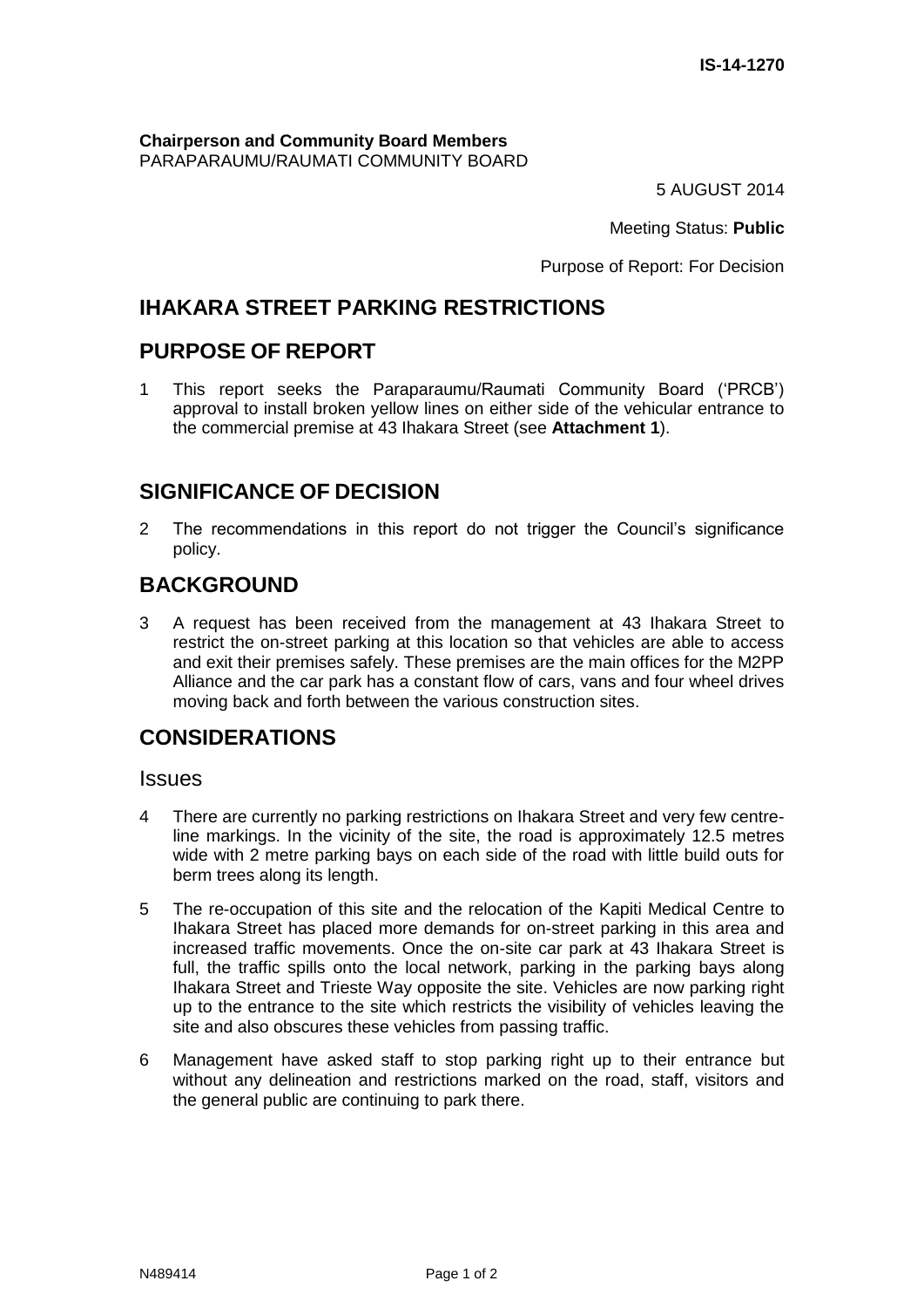**IS-14-1270**

**Chairperson and Community Board Members**
PARAPARAUMU/RAUMATI COMMUNITY BOARD

5 AUGUST 2014

Meeting Status: **Public**

Purpose of Report: For Decision

# IHAKARA STREET PARKING RESTRICTIONS

## PURPOSE OF REPORT

1 This report seeks the Paraparaumu/Raumati Community Board ('PRCB') approval to install broken yellow lines on either side of the vehicular entrance to the commercial premise at 43 Ihakara Street (see **Attachment 1**).

## SIGNIFICANCE OF DECISION

2 The recommendations in this report do not trigger the Council's significance policy.

## BACKGROUND

3 A request has been received from the management at 43 Ihakara Street to restrict the on-street parking at this location so that vehicles are able to access and exit their premises safely. These premises are the main offices for the M2PP Alliance and the car park has a constant flow of cars, vans and four wheel drives moving back and forth between the various construction sites.

## CONSIDERATIONS

### Issues

4 There are currently no parking restrictions on Ihakara Street and very few centre-line markings. In the vicinity of the site, the road is approximately 12.5 metres wide with 2 metre parking bays on each side of the road with little build outs for berm trees along its length.

5 The re-occupation of this site and the relocation of the Kapiti Medical Centre to Ihakara Street has placed more demands for on-street parking in this area and increased traffic movements. Once the on-site car park at 43 Ihakara Street is full, the traffic spills onto the local network, parking in the parking bays along Ihakara Street and Trieste Way opposite the site. Vehicles are now parking right up to the entrance to the site which restricts the visibility of vehicles leaving the site and also obscures these vehicles from passing traffic.

6 Management have asked staff to stop parking right up to their entrance but without any delineation and restrictions marked on the road, staff, visitors and the general public are continuing to park there.

N489414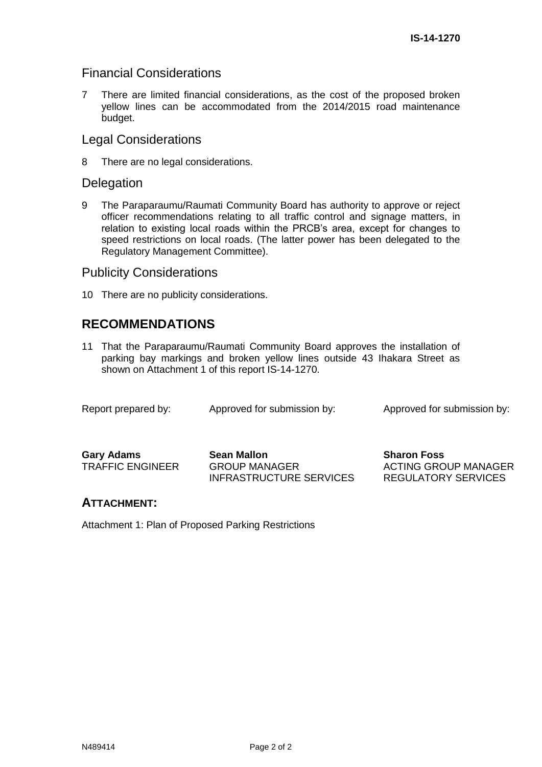## Financial Considerations

7 There are limited financial considerations, as the cost of the proposed broken yellow lines can be accommodated from the 2014/2015 road maintenance budget.

## Legal Considerations

8 There are no legal considerations.

## Delegation

9 The Paraparaumu/Raumati Community Board has authority to approve or reject officer recommendations relating to all traffic control and signage matters, in relation to existing local roads within the PRCB's area, except for changes to speed restrictions on local roads. (The latter power has been delegated to the Regulatory Management Committee).

## Publicity Considerations

10 There are no publicity considerations.

# RECOMMENDATIONS

11 That the Paraparaumu/Raumati Community Board approves the installation of parking bay markings and broken yellow lines outside 43 Ihakara Street as shown on Attachment 1 of this report IS-14-1270.

| Report prepared by: | Approved for submission by: | Approved for submission by: |
|---|---|---|
| **Gary Adams**<br>TRAFFIC ENGINEER | **Sean Mallon**<br>GROUP MANAGER<br>INFRASTRUCTURE SERVICES | **Sharon Foss**<br>ACTING GROUP MANAGER<br>REGULATORY SERVICES |

## ATTACHMENT:

Attachment 1: Plan of Proposed Parking Restrictions